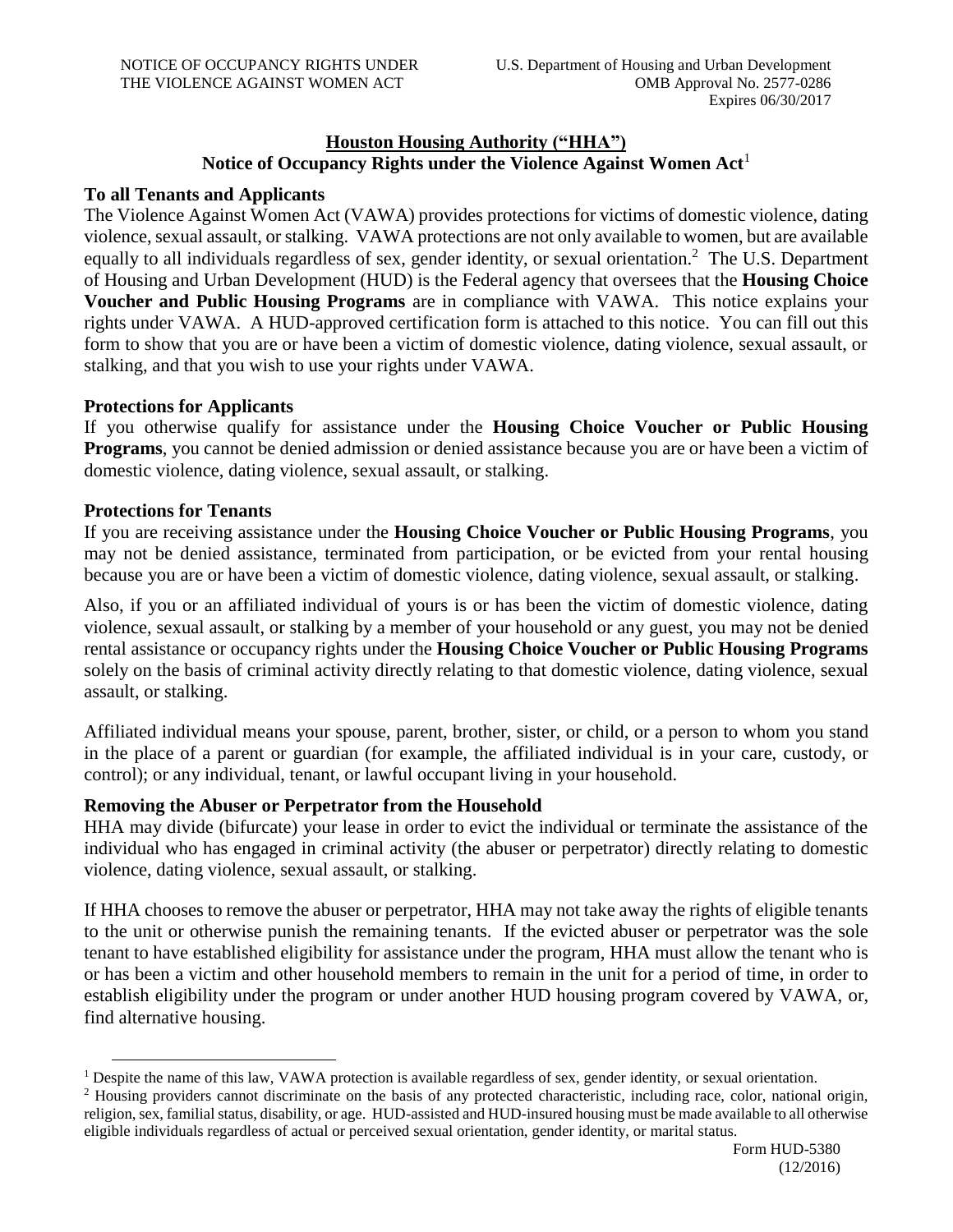NOTICE OF OCCUPANCY RIGHTS UNDER THE VIOLENCE AGAINST WOMEN ACT

U.S. Department of Housing and Urban Development
OMB Approval No. 2577-0286
Expires 06/30/2017

## Houston Housing Authority ("HHA")
## Notice of Occupancy Rights under the Violence Against Women Act[1]

**To all Tenants and Applicants**

The Violence Against Women Act (VAWA) provides protections for victims of domestic violence, dating violence, sexual assault, or stalking. VAWA protections are not only available to women, but are available equally to all individuals regardless of sex, gender identity, or sexual orientation.[2] The U.S. Department of Housing and Urban Development (HUD) is the Federal agency that oversees that the **Housing Choice Voucher and Public Housing Programs** are in compliance with VAWA. This notice explains your rights under VAWA. A HUD-approved certification form is attached to this notice. You can fill out this form to show that you are or have been a victim of domestic violence, dating violence, sexual assault, or stalking, and that you wish to use your rights under VAWA.

**Protections for Applicants**

If you otherwise qualify for assistance under the **Housing Choice Voucher or Public Housing Programs**, you cannot be denied admission or denied assistance because you are or have been a victim of domestic violence, dating violence, sexual assault, or stalking.

**Protections for Tenants**

If you are receiving assistance under the **Housing Choice Voucher or Public Housing Programs**, you may not be denied assistance, terminated from participation, or be evicted from your rental housing because you are or have been a victim of domestic violence, dating violence, sexual assault, or stalking.

Also, if you or an affiliated individual of yours is or has been the victim of domestic violence, dating violence, sexual assault, or stalking by a member of your household or any guest, you may not be denied rental assistance or occupancy rights under the **Housing Choice Voucher or Public Housing Programs** solely on the basis of criminal activity directly relating to that domestic violence, dating violence, sexual assault, or stalking.

Affiliated individual means your spouse, parent, brother, sister, or child, or a person to whom you stand in the place of a parent or guardian (for example, the affiliated individual is in your care, custody, or control); or any individual, tenant, or lawful occupant living in your household.

**Removing the Abuser or Perpetrator from the Household**

HHA may divide (bifurcate) your lease in order to evict the individual or terminate the assistance of the individual who has engaged in criminal activity (the abuser or perpetrator) directly relating to domestic violence, dating violence, sexual assault, or stalking.

If HHA chooses to remove the abuser or perpetrator, HHA may not take away the rights of eligible tenants to the unit or otherwise punish the remaining tenants. If the evicted abuser or perpetrator was the sole tenant to have established eligibility for assistance under the program, HHA must allow the tenant who is or has been a victim and other household members to remain in the unit for a period of time, in order to establish eligibility under the program or under another HUD housing program covered by VAWA, or, find alternative housing.

---

[1] Despite the name of this law, VAWA protection is available regardless of sex, gender identity, or sexual orientation.

[2] Housing providers cannot discriminate on the basis of any protected characteristic, including race, color, national origin, religion, sex, familial status, disability, or age. HUD-assisted and HUD-insured housing must be made available to all otherwise eligible individuals regardless of actual or perceived sexual orientation, gender identity, or marital status.

Form HUD-5380
(12/2016)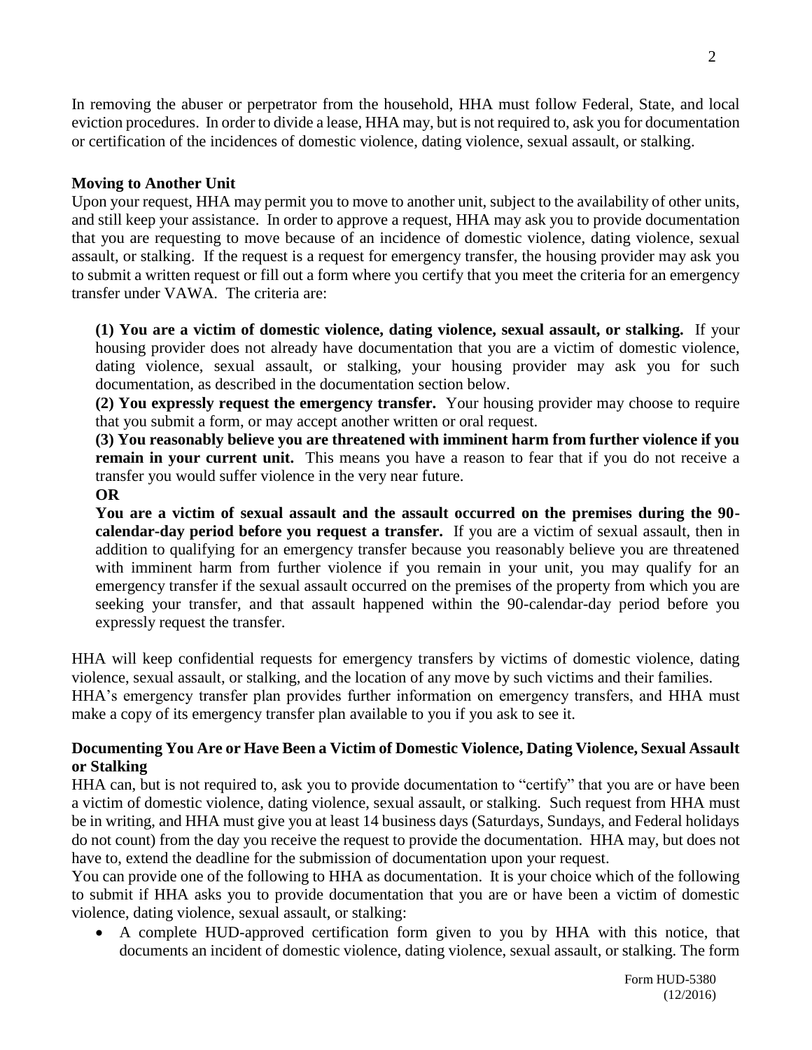In removing the abuser or perpetrator from the household, HHA must follow Federal, State, and local eviction procedures. In order to divide a lease, HHA may, but is not required to, ask you for documentation or certification of the incidences of domestic violence, dating violence, sexual assault, or stalking.

**Moving to Another Unit**

Upon your request, HHA may permit you to move to another unit, subject to the availability of other units, and still keep your assistance. In order to approve a request, HHA may ask you to provide documentation that you are requesting to move because of an incidence of domestic violence, dating violence, sexual assault, or stalking. If the request is a request for emergency transfer, the housing provider may ask you to submit a written request or fill out a form where you certify that you meet the criteria for an emergency transfer under VAWA. The criteria are:

> **(1) You are a victim of domestic violence, dating violence, sexual assault, or stalking.** If your housing provider does not already have documentation that you are a victim of domestic violence, dating violence, sexual assault, or stalking, your housing provider may ask you for such documentation, as described in the documentation section below.
>
> **(2) You expressly request the emergency transfer.** Your housing provider may choose to require that you submit a form, or may accept another written or oral request.
>
> **(3) You reasonably believe you are threatened with imminent harm from further violence if you remain in your current unit.** This means you have a reason to fear that if you do not receive a transfer you would suffer violence in the very near future.
>
> **OR**
>
> **You are a victim of sexual assault and the assault occurred on the premises during the 90-calendar-day period before you request a transfer.** If you are a victim of sexual assault, then in addition to qualifying for an emergency transfer because you reasonably believe you are threatened with imminent harm from further violence if you remain in your unit, you may qualify for an emergency transfer if the sexual assault occurred on the premises of the property from which you are seeking your transfer, and that assault happened within the 90-calendar-day period before you expressly request the transfer.

HHA will keep confidential requests for emergency transfers by victims of domestic violence, dating violence, sexual assault, or stalking, and the location of any move by such victims and their families.
HHA's emergency transfer plan provides further information on emergency transfers, and HHA must make a copy of its emergency transfer plan available to you if you ask to see it.

**Documenting You Are or Have Been a Victim of Domestic Violence, Dating Violence, Sexual Assault or Stalking**

HHA can, but is not required to, ask you to provide documentation to "certify" that you are or have been a victim of domestic violence, dating violence, sexual assault, or stalking. Such request from HHA must be in writing, and HHA must give you at least 14 business days (Saturdays, Sundays, and Federal holidays do not count) from the day you receive the request to provide the documentation. HHA may, but does not have to, extend the deadline for the submission of documentation upon your request.
You can provide one of the following to HHA as documentation. It is your choice which of the following to submit if HHA asks you to provide documentation that you are or have been a victim of domestic violence, dating violence, sexual assault, or stalking:

- A complete HUD-approved certification form given to you by HHA with this notice, that documents an incident of domestic violence, dating violence, sexual assault, or stalking. The form

Form HUD-5380
(12/2016)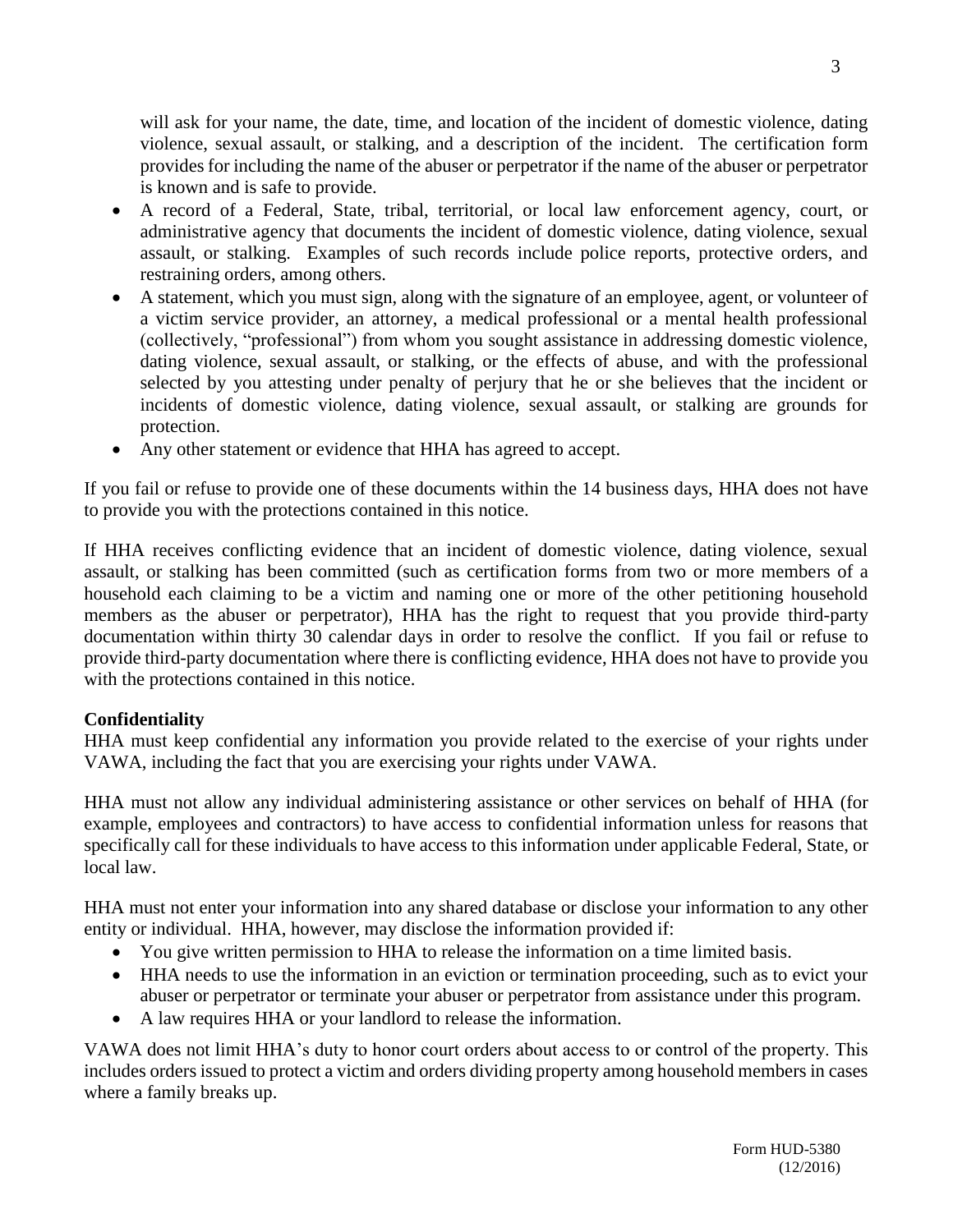will ask for your name, the date, time, and location of the incident of domestic violence, dating violence, sexual assault, or stalking, and a description of the incident. The certification form provides for including the name of the abuser or perpetrator if the name of the abuser or perpetrator is known and is safe to provide.

- A record of a Federal, State, tribal, territorial, or local law enforcement agency, court, or administrative agency that documents the incident of domestic violence, dating violence, sexual assault, or stalking. Examples of such records include police reports, protective orders, and restraining orders, among others.
- A statement, which you must sign, along with the signature of an employee, agent, or volunteer of a victim service provider, an attorney, a medical professional or a mental health professional (collectively, "professional") from whom you sought assistance in addressing domestic violence, dating violence, sexual assault, or stalking, or the effects of abuse, and with the professional selected by you attesting under penalty of perjury that he or she believes that the incident or incidents of domestic violence, dating violence, sexual assault, or stalking are grounds for protection.
- Any other statement or evidence that HHA has agreed to accept.

If you fail or refuse to provide one of these documents within the 14 business days, HHA does not have to provide you with the protections contained in this notice.

If HHA receives conflicting evidence that an incident of domestic violence, dating violence, sexual assault, or stalking has been committed (such as certification forms from two or more members of a household each claiming to be a victim and naming one or more of the other petitioning household members as the abuser or perpetrator), HHA has the right to request that you provide third-party documentation within thirty 30 calendar days in order to resolve the conflict. If you fail or refuse to provide third-party documentation where there is conflicting evidence, HHA does not have to provide you with the protections contained in this notice.

**Confidentiality**

HHA must keep confidential any information you provide related to the exercise of your rights under VAWA, including the fact that you are exercising your rights under VAWA.

HHA must not allow any individual administering assistance or other services on behalf of HHA (for example, employees and contractors) to have access to confidential information unless for reasons that specifically call for these individuals to have access to this information under applicable Federal, State, or local law.

HHA must not enter your information into any shared database or disclose your information to any other entity or individual. HHA, however, may disclose the information provided if:

- You give written permission to HHA to release the information on a time limited basis.
- HHA needs to use the information in an eviction or termination proceeding, such as to evict your abuser or perpetrator or terminate your abuser or perpetrator from assistance under this program.
- A law requires HHA or your landlord to release the information.

VAWA does not limit HHA's duty to honor court orders about access to or control of the property. This includes orders issued to protect a victim and orders dividing property among household members in cases where a family breaks up.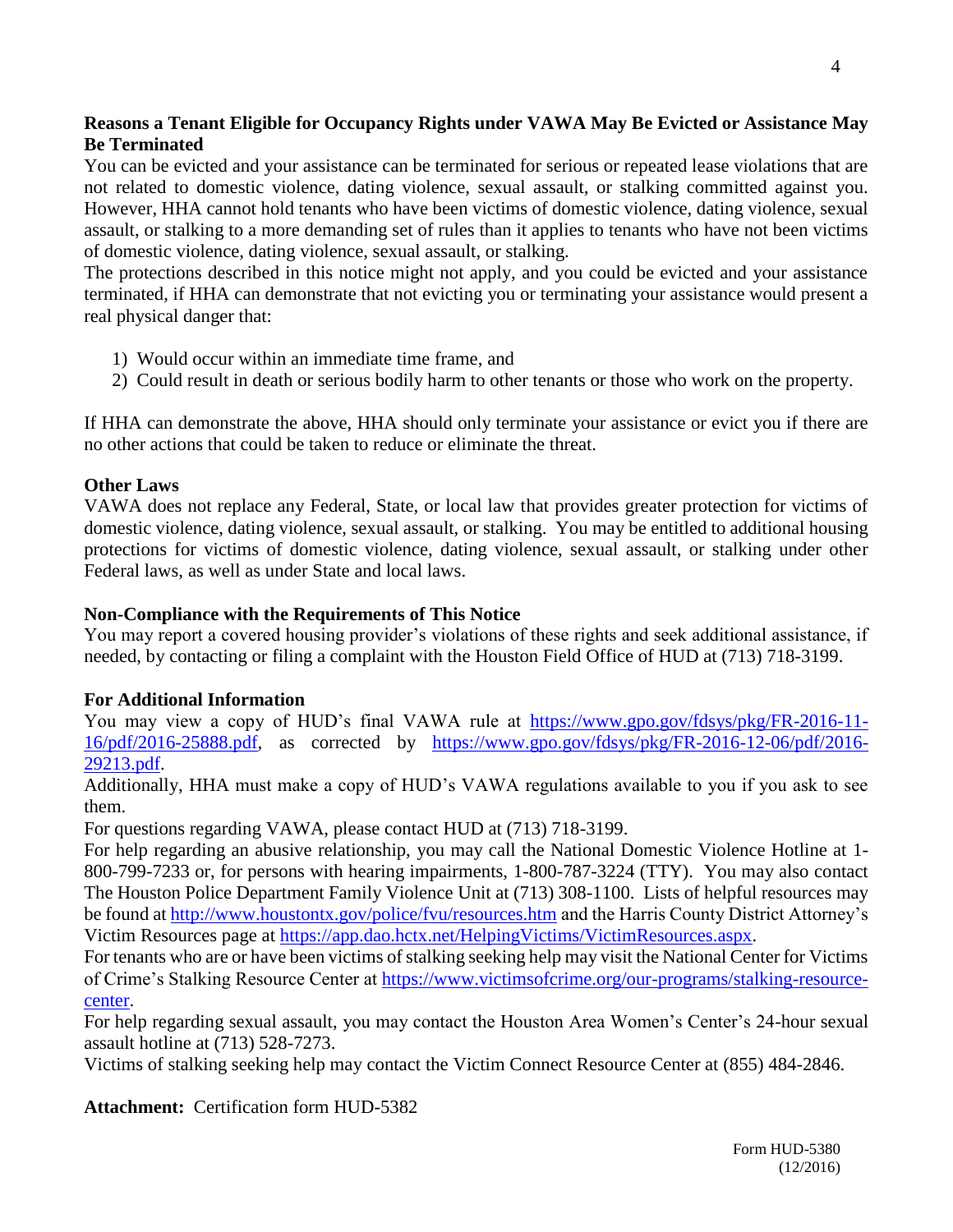**Reasons a Tenant Eligible for Occupancy Rights under VAWA May Be Evicted or Assistance May Be Terminated**

You can be evicted and your assistance can be terminated for serious or repeated lease violations that are not related to domestic violence, dating violence, sexual assault, or stalking committed against you. However, HHA cannot hold tenants who have been victims of domestic violence, dating violence, sexual assault, or stalking to a more demanding set of rules than it applies to tenants who have not been victims of domestic violence, dating violence, sexual assault, or stalking.

The protections described in this notice might not apply, and you could be evicted and your assistance terminated, if HHA can demonstrate that not evicting you or terminating your assistance would present a real physical danger that:

1) Would occur within an immediate time frame, and
2) Could result in death or serious bodily harm to other tenants or those who work on the property.

If HHA can demonstrate the above, HHA should only terminate your assistance or evict you if there are no other actions that could be taken to reduce or eliminate the threat.

**Other Laws**

VAWA does not replace any Federal, State, or local law that provides greater protection for victims of domestic violence, dating violence, sexual assault, or stalking. You may be entitled to additional housing protections for victims of domestic violence, dating violence, sexual assault, or stalking under other Federal laws, as well as under State and local laws.

**Non-Compliance with the Requirements of This Notice**

You may report a covered housing provider's violations of these rights and seek additional assistance, if needed, by contacting or filing a complaint with the Houston Field Office of HUD at (713) 718-3199.

**For Additional Information**

You may view a copy of HUD's final VAWA rule at https://www.gpo.gov/fdsys/pkg/FR-2016-11-16/pdf/2016-25888.pdf, as corrected by https://www.gpo.gov/fdsys/pkg/FR-2016-12-06/pdf/2016-29213.pdf.

Additionally, HHA must make a copy of HUD's VAWA regulations available to you if you ask to see them.

For questions regarding VAWA, please contact HUD at (713) 718-3199.

For help regarding an abusive relationship, you may call the National Domestic Violence Hotline at 1-800-799-7233 or, for persons with hearing impairments, 1-800-787-3224 (TTY). You may also contact The Houston Police Department Family Violence Unit at (713) 308-1100. Lists of helpful resources may be found at http://www.houstontx.gov/police/fvu/resources.htm and the Harris County District Attorney's Victim Resources page at https://app.dao.hctx.net/HelpingVictims/VictimResources.aspx.

For tenants who are or have been victims of stalking seeking help may visit the National Center for Victims of Crime's Stalking Resource Center at https://www.victimsofcrime.org/our-programs/stalking-resource-center.

For help regarding sexual assault, you may contact the Houston Area Women's Center's 24-hour sexual assault hotline at (713) 528-7273.

Victims of stalking seeking help may contact the Victim Connect Resource Center at (855) 484-2846.

**Attachment:** Certification form HUD-5382

Form HUD-5380
(12/2016)